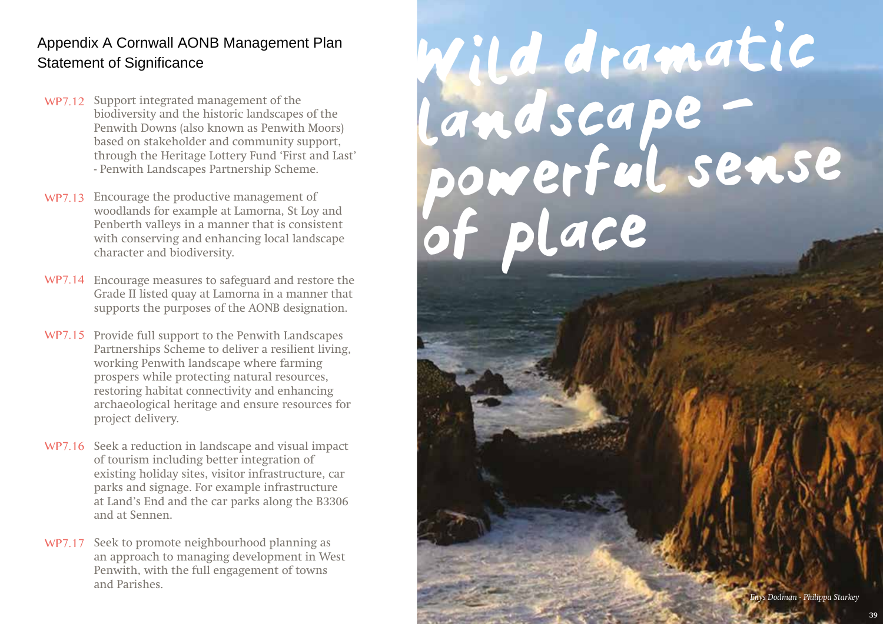Appendix A Cornwall AONB Management Plan
Statement of Significance

WP7.12 Support integrated management of the biodiversity and the historic landscapes of the Penwith Downs (also known as Penwith Moors) based on stakeholder and community support, through the Heritage Lottery Fund 'First and Last' - Penwith Landscapes Partnership Scheme.

WP7.13 Encourage the productive management of woodlands for example at Lamorna, St Loy and Penberth valleys in a manner that is consistent with conserving and enhancing local landscape character and biodiversity.

WP7.14 Encourage measures to safeguard and restore the Grade II listed quay at Lamorna in a manner that supports the purposes of the AONB designation.

WP7.15 Provide full support to the Penwith Landscapes Partnerships Scheme to deliver a resilient living, working Penwith landscape where farming prospers while protecting natural resources, restoring habitat connectivity and enhancing archaeological heritage and ensure resources for project delivery.

WP7.16 Seek a reduction in landscape and visual impact of tourism including better integration of existing holiday sites, visitor infrastructure, car parks and signage. For example infrastructure at Land's End and the car parks along the B3306 and at Sennen.

WP7.17 Seek to promote neighbourhood planning as an approach to managing development in West Penwith, with the full engagement of towns and Parishes.

Wild dramatic landscape - powerful sense of place

*Enys Dodman - Philippa Starkey*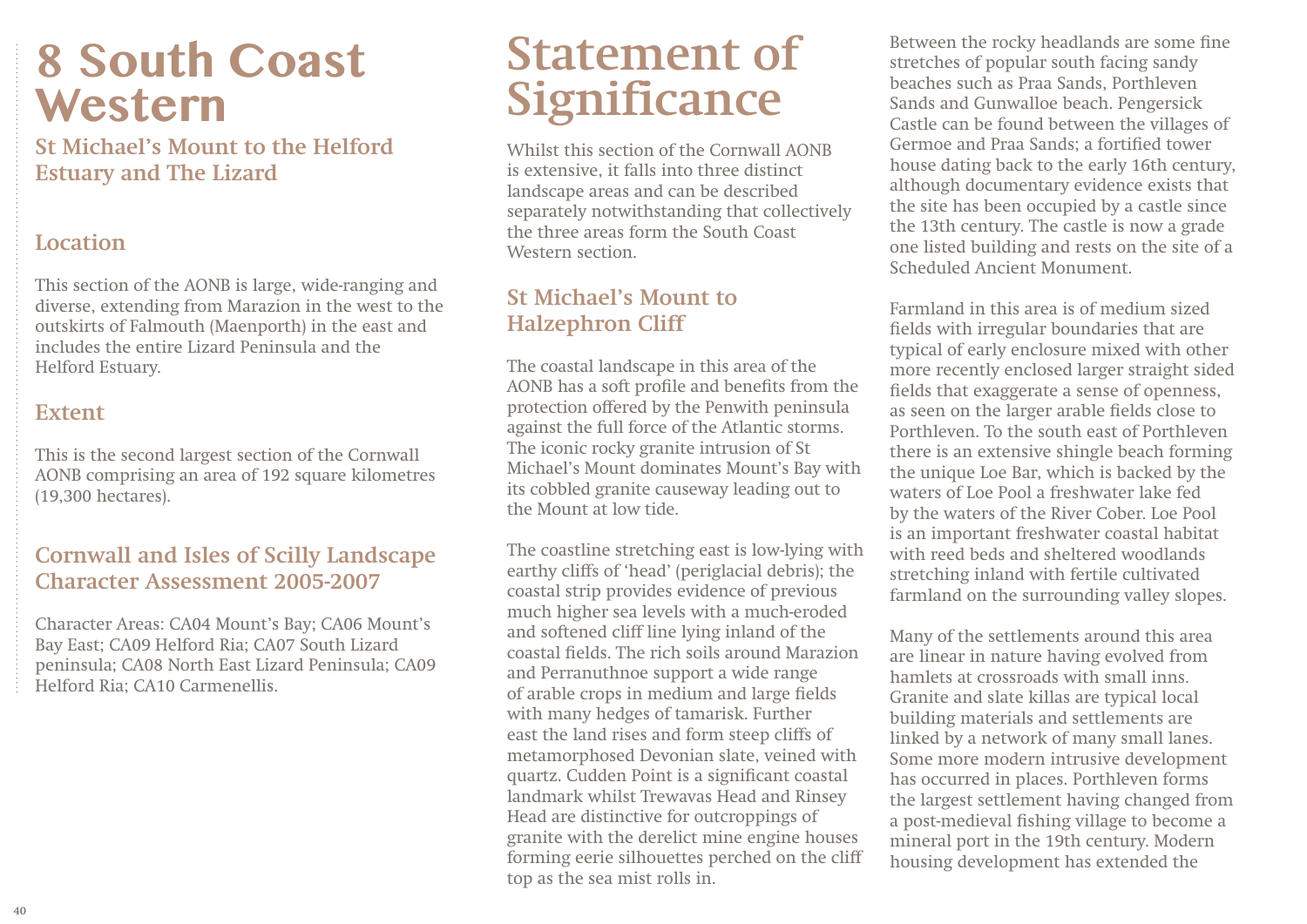# 8 South Coast Western

**St Michael's Mount to the Helford Estuary and The Lizard**

## Location

This section of the AONB is large, wide-ranging and diverse, extending from Marazion in the west to the outskirts of Falmouth (Maenporth) in the east and includes the entire Lizard Peninsula and the Helford Estuary.

## Extent

This is the second largest section of the Cornwall AONB comprising an area of 192 square kilometres (19,300 hectares).

## Cornwall and Isles of Scilly Landscape Character Assessment 2005-2007

Character Areas: CA04 Mount's Bay; CA06 Mount's Bay East; CA09 Helford Ria; CA07 South Lizard peninsula; CA08 North East Lizard Peninsula; CA09 Helford Ria; CA10 Carmenellis.

# Statement of Significance

Whilst this section of the Cornwall AONB is extensive, it falls into three distinct landscape areas and can be described separately notwithstanding that collectively the three areas form the South Coast Western section.

## St Michael's Mount to Halzephron Cliff

The coastal landscape in this area of the AONB has a soft profile and benefits from the protection offered by the Penwith peninsula against the full force of the Atlantic storms. The iconic rocky granite intrusion of St Michael's Mount dominates Mount's Bay with its cobbled granite causeway leading out to the Mount at low tide.

The coastline stretching east is low-lying with earthy cliffs of 'head' (periglacial debris); the coastal strip provides evidence of previous much higher sea levels with a much-eroded and softened cliff line lying inland of the coastal fields. The rich soils around Marazion and Perranuthnoe support a wide range of arable crops in medium and large fields with many hedges of tamarisk. Further east the land rises and form steep cliffs of metamorphosed Devonian slate, veined with quartz. Cudden Point is a significant coastal landmark whilst Trewavas Head and Rinsey Head are distinctive for outcroppings of granite with the derelict mine engine houses forming eerie silhouettes perched on the cliff top as the sea mist rolls in.

Between the rocky headlands are some fine stretches of popular south facing sandy beaches such as Praa Sands, Porthleven Sands and Gunwalloe beach. Pengersick Castle can be found between the villages of Germoe and Praa Sands; a fortified tower house dating back to the early 16th century, although documentary evidence exists that the site has been occupied by a castle since the 13th century. The castle is now a grade one listed building and rests on the site of a Scheduled Ancient Monument.

Farmland in this area is of medium sized fields with irregular boundaries that are typical of early enclosure mixed with other more recently enclosed larger straight sided fields that exaggerate a sense of openness, as seen on the larger arable fields close to Porthleven. To the south east of Porthleven there is an extensive shingle beach forming the unique Loe Bar, which is backed by the waters of Loe Pool a freshwater lake fed by the waters of the River Cober. Loe Pool is an important freshwater coastal habitat with reed beds and sheltered woodlands stretching inland with fertile cultivated farmland on the surrounding valley slopes.

Many of the settlements around this area are linear in nature having evolved from hamlets at crossroads with small inns. Granite and slate killas are typical local building materials and settlements are linked by a network of many small lanes. Some more modern intrusive development has occurred in places. Porthleven forms the largest settlement having changed from a post-medieval fishing village to become a mineral port in the 19th century. Modern housing development has extended the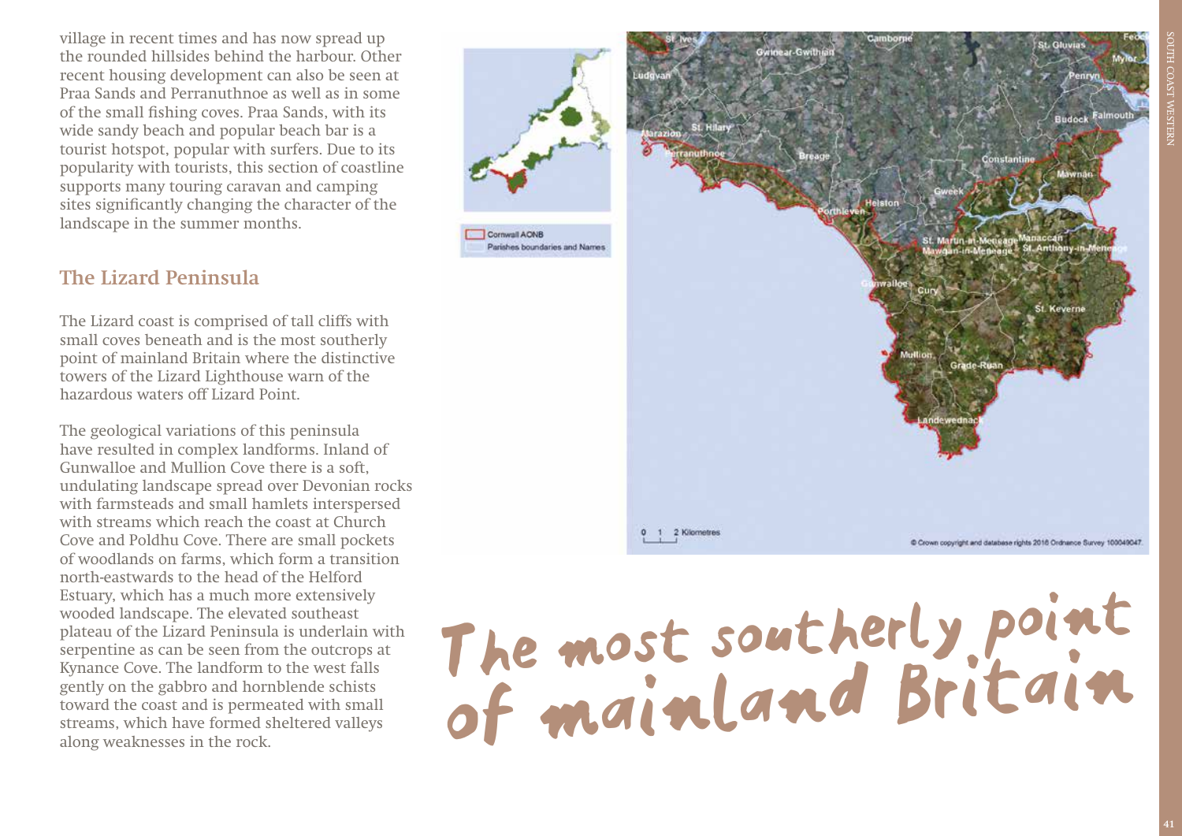village in recent times and has now spread up the rounded hillsides behind the harbour. Other recent housing development can also be seen at Praa Sands and Perranuthnoe as well as in some of the small fishing coves. Praa Sands, with its wide sandy beach and popular beach bar is a tourist hotspot, popular with surfers. Due to its popularity with tourists, this section of coastline supports many touring caravan and camping sites significantly changing the character of the landscape in the summer months.

## The Lizard Peninsula

The Lizard coast is comprised of tall cliffs with small coves beneath and is the most southerly point of mainland Britain where the distinctive towers of the Lizard Lighthouse warn of the hazardous waters off Lizard Point.

The geological variations of this peninsula have resulted in complex landforms. Inland of Gunwalloe and Mullion Cove there is a soft, undulating landscape spread over Devonian rocks with farmsteads and small hamlets interspersed with streams which reach the coast at Church Cove and Poldhu Cove. There are small pockets of woodlands on farms, which form a transition north-eastwards to the head of the Helford Estuary, which has a much more extensively wooded landscape. The elevated southeast plateau of the Lizard Peninsula is underlain with serpentine as can be seen from the outcrops at Kynance Cove. The landform to the west falls gently on the gabbro and hornblende schists toward the coast and is permeated with small streams, which have formed sheltered valleys along weaknesses in the rock.

Cornwall AONB
Parishes boundaries and Names

St. Ives
Camborne
St. Gluvias
Feock
Gwinear-Gwithian
Mylor
Ludgvan
Penryn
Budock
Falmouth
Marazion
St. Hilary
Perranuthnoe
Breage
Constantine
Mawnan
Gweek
Helston
Porthleven
St. Martin-in-Meneage
Manaccan
Mawgan-in-Meneage
St. Anthony-in-Meneage
Gunwalloe
Cury
St. Keverne
Mullion
Grade-Ruan
Landewednack

0 1 2 Kilometres

© Crown copyright and database rights 2016 Ordnance Survey 100049047.

The most southerly point of mainland Britain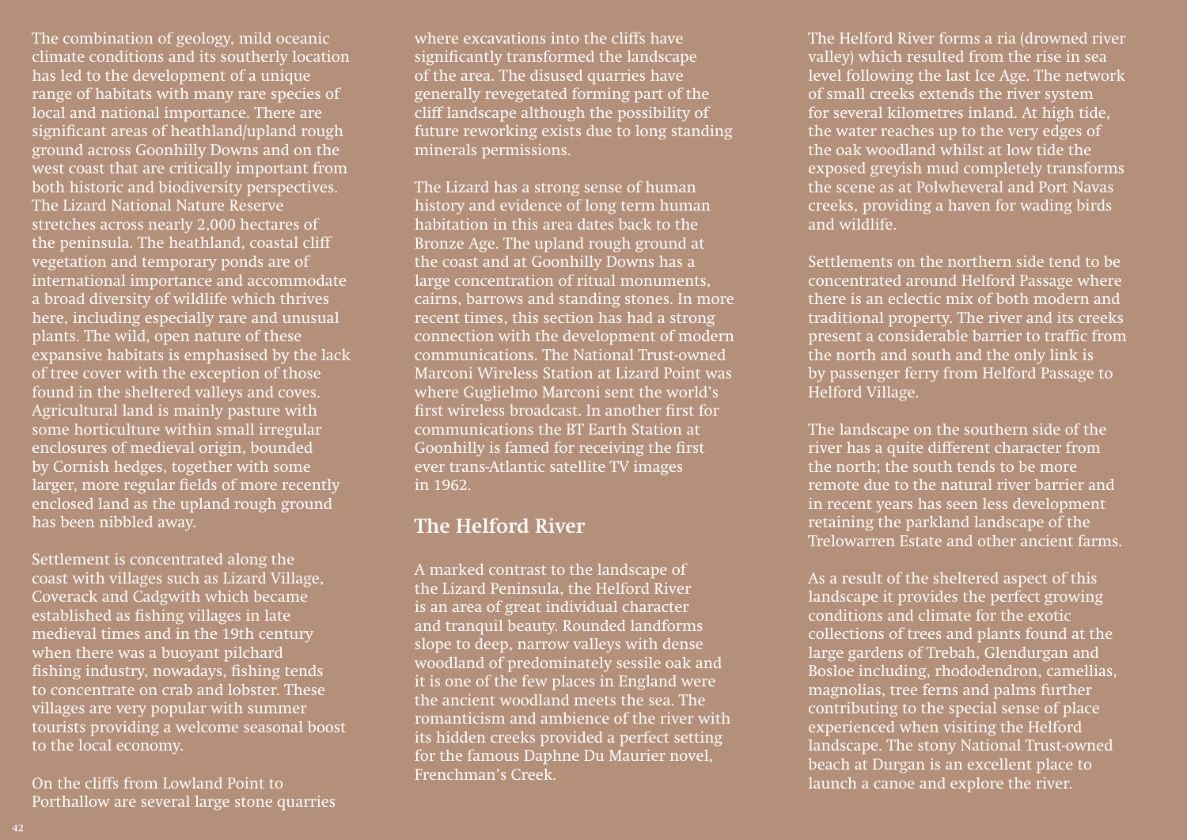The combination of geology, mild oceanic climate conditions and its southerly location has led to the development of a unique range of habitats with many rare species of local and national importance. There are significant areas of heathland/upland rough ground across Goonhilly Downs and on the west coast that are critically important from both historic and biodiversity perspectives. The Lizard National Nature Reserve stretches across nearly 2,000 hectares of the peninsula. The heathland, coastal cliff vegetation and temporary ponds are of international importance and accommodate a broad diversity of wildlife which thrives here, including especially rare and unusual plants. The wild, open nature of these expansive habitats is emphasised by the lack of tree cover with the exception of those found in the sheltered valleys and coves. Agricultural land is mainly pasture with some horticulture within small irregular enclosures of medieval origin, bounded by Cornish hedges, together with some larger, more regular fields of more recently enclosed land as the upland rough ground has been nibbled away.

Settlement is concentrated along the coast with villages such as Lizard Village, Coverack and Cadgwith which became established as fishing villages in late medieval times and in the 19th century when there was a buoyant pilchard fishing industry, nowadays, fishing tends to concentrate on crab and lobster. These villages are very popular with summer tourists providing a welcome seasonal boost to the local economy.

On the cliffs from Lowland Point to Porthallow are several large stone quarries where excavations into the cliffs have significantly transformed the landscape of the area. The disused quarries have generally revegetated forming part of the cliff landscape although the possibility of future reworking exists due to long standing minerals permissions.

The Lizard has a strong sense of human history and evidence of long term human habitation in this area dates back to the Bronze Age. The upland rough ground at the coast and at Goonhilly Downs has a large concentration of ritual monuments, cairns, barrows and standing stones. In more recent times, this section has had a strong connection with the development of modern communications. The National Trust-owned Marconi Wireless Station at Lizard Point was where Guglielmo Marconi sent the world's first wireless broadcast. In another first for communications the BT Earth Station at Goonhilly is famed for receiving the first ever trans-Atlantic satellite TV images in 1962.

## The Helford River

A marked contrast to the landscape of the Lizard Peninsula, the Helford River is an area of great individual character and tranquil beauty. Rounded landforms slope to deep, narrow valleys with dense woodland of predominately sessile oak and it is one of the few places in England were the ancient woodland meets the sea. The romanticism and ambience of the river with its hidden creeks provided a perfect setting for the famous Daphne Du Maurier novel, Frenchman's Creek.

The Helford River forms a ria (drowned river valley) which resulted from the rise in sea level following the last Ice Age. The network of small creeks extends the river system for several kilometres inland. At high tide, the water reaches up to the very edges of the oak woodland whilst at low tide the exposed greyish mud completely transforms the scene as at Polwheveral and Port Navas creeks, providing a haven for wading birds and wildlife.

Settlements on the northern side tend to be concentrated around Helford Passage where there is an eclectic mix of both modern and traditional property. The river and its creeks present a considerable barrier to traffic from the north and south and the only link is by passenger ferry from Helford Passage to Helford Village.

The landscape on the southern side of the river has a quite different character from the north; the south tends to be more remote due to the natural river barrier and in recent years has seen less development retaining the parkland landscape of the Trelowarren Estate and other ancient farms.

As a result of the sheltered aspect of this landscape it provides the perfect growing conditions and climate for the exotic collections of trees and plants found at the large gardens of Trebah, Glendurgan and Bosloe including, rhododendron, camellias, magnolias, tree ferns and palms further contributing to the special sense of place experienced when visiting the Helford landscape. The stony National Trust-owned beach at Durgan is an excellent place to launch a canoe and explore the river.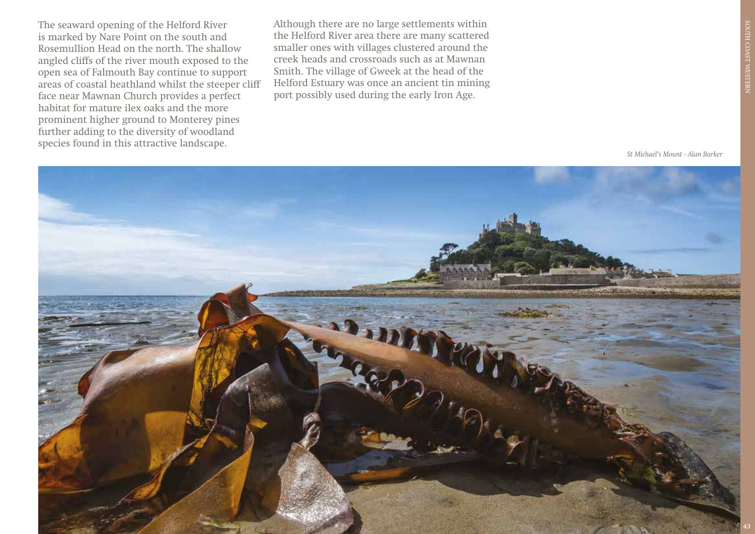The seaward opening of the Helford River is marked by Nare Point on the south and Rosemullion Head on the north. The shallow angled cliffs of the river mouth exposed to the open sea of Falmouth Bay continue to support areas of coastal heathland whilst the steeper cliff face near Mawnan Church provides a perfect habitat for mature ilex oaks and the more prominent higher ground to Monterey pines further adding to the diversity of woodland species found in this attractive landscape.

Although there are no large settlements within the Helford River area there are many scattered smaller ones with villages clustered around the creek heads and crossroads such as at Mawnan Smith. The village of Gweek at the head of the Helford Estuary was once an ancient tin mining port possibly used during the early Iron Age.

*St Michael's Mount - Alan Barker*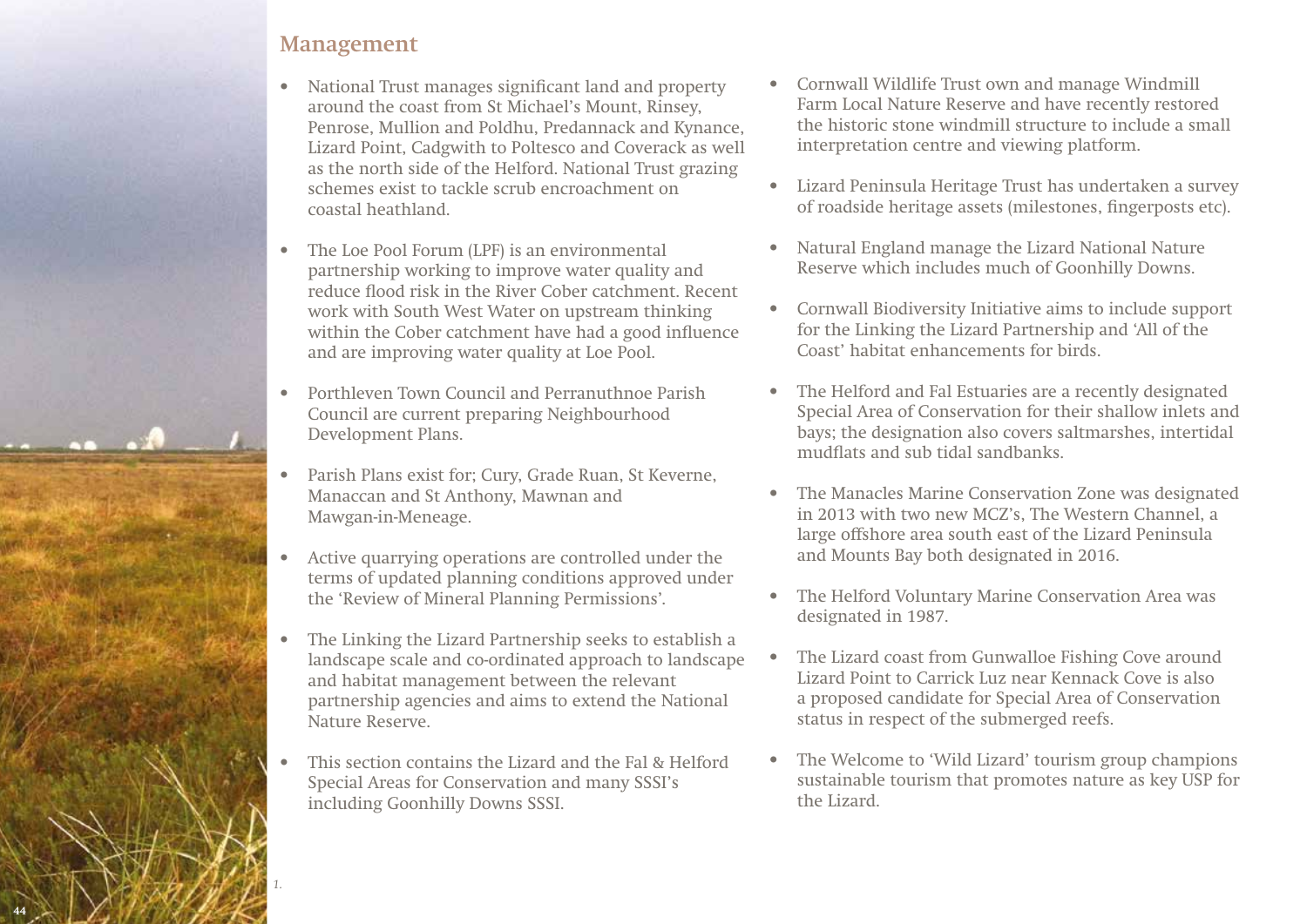## Management

- National Trust manages significant land and property around the coast from St Michael's Mount, Rinsey, Penrose, Mullion and Poldhu, Predannack and Kynance, Lizard Point, Cadgwith to Poltesco and Coverack as well as the north side of the Helford. National Trust grazing schemes exist to tackle scrub encroachment on coastal heathland.
- The Loe Pool Forum (LPF) is an environmental partnership working to improve water quality and reduce flood risk in the River Cober catchment. Recent work with South West Water on upstream thinking within the Cober catchment have had a good influence and are improving water quality at Loe Pool.
- Porthleven Town Council and Perranuthnoe Parish Council are current preparing Neighbourhood Development Plans.
- Parish Plans exist for; Cury, Grade Ruan, St Keverne, Manaccan and St Anthony, Mawnan and Mawgan-in-Meneage.
- Active quarrying operations are controlled under the terms of updated planning conditions approved under the 'Review of Mineral Planning Permissions'.
- The Linking the Lizard Partnership seeks to establish a landscape scale and co-ordinated approach to landscape and habitat management between the relevant partnership agencies and aims to extend the National Nature Reserve.
- This section contains the Lizard and the Fal & Helford Special Areas for Conservation and many SSSI's including Goonhilly Downs SSSI.
- Cornwall Wildlife Trust own and manage Windmill Farm Local Nature Reserve and have recently restored the historic stone windmill structure to include a small interpretation centre and viewing platform.
- Lizard Peninsula Heritage Trust has undertaken a survey of roadside heritage assets (milestones, fingerposts etc).
- Natural England manage the Lizard National Nature Reserve which includes much of Goonhilly Downs.
- Cornwall Biodiversity Initiative aims to include support for the Linking the Lizard Partnership and 'All of the Coast' habitat enhancements for birds.
- The Helford and Fal Estuaries are a recently designated Special Area of Conservation for their shallow inlets and bays; the designation also covers saltmarshes, intertidal mudflats and sub tidal sandbanks.
- The Manacles Marine Conservation Zone was designated in 2013 with two new MCZ's, The Western Channel, a large offshore area south east of the Lizard Peninsula and Mounts Bay both designated in 2016.
- The Helford Voluntary Marine Conservation Area was designated in 1987.
- The Lizard coast from Gunwalloe Fishing Cove around Lizard Point to Carrick Luz near Kennack Cove is also a proposed candidate for Special Area of Conservation status in respect of the submerged reefs.
- The Welcome to 'Wild Lizard' tourism group champions sustainable tourism that promotes nature as key USP for the Lizard.

*1.*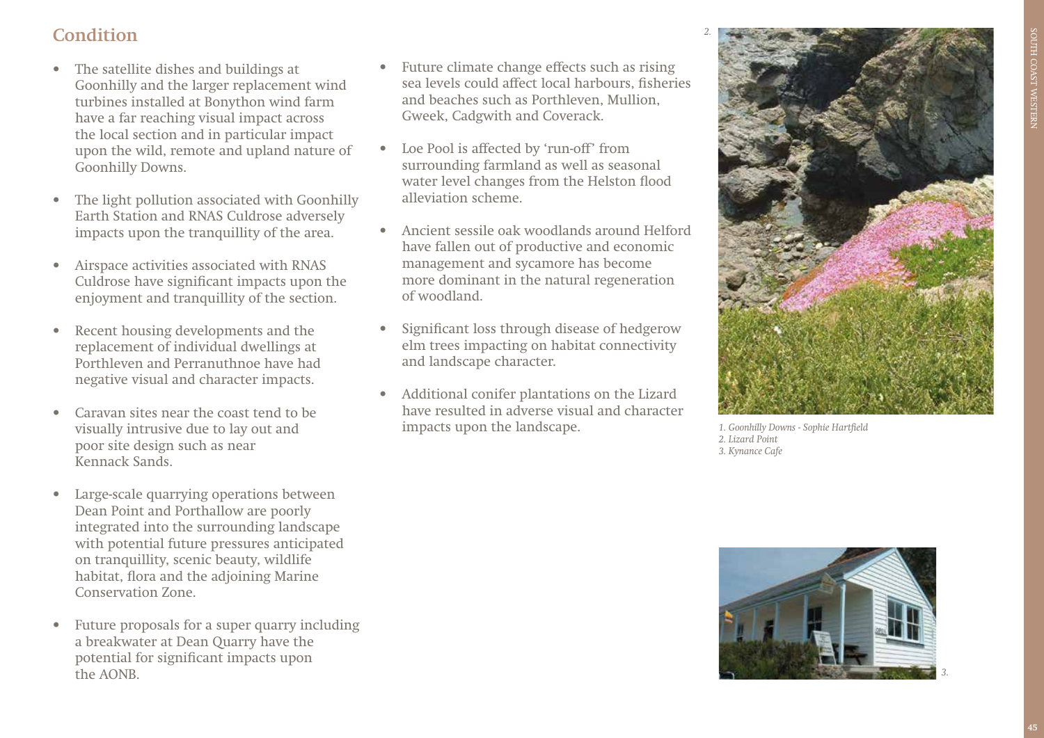## Condition

- The satellite dishes and buildings at Goonhilly and the larger replacement wind turbines installed at Bonython wind farm have a far reaching visual impact across the local section and in particular impact upon the wild, remote and upland nature of Goonhilly Downs.
- The light pollution associated with Goonhilly Earth Station and RNAS Culdrose adversely impacts upon the tranquillity of the area.
- Airspace activities associated with RNAS Culdrose have significant impacts upon the enjoyment and tranquillity of the section.
- Recent housing developments and the replacement of individual dwellings at Porthleven and Perranuthnoe have had negative visual and character impacts.
- Caravan sites near the coast tend to be visually intrusive due to lay out and poor site design such as near Kennack Sands.
- Large-scale quarrying operations between Dean Point and Porthallow are poorly integrated into the surrounding landscape with potential future pressures anticipated on tranquillity, scenic beauty, wildlife habitat, flora and the adjoining Marine Conservation Zone.
- Future proposals for a super quarry including a breakwater at Dean Quarry have the potential for significant impacts upon the AONB.
- Future climate change effects such as rising sea levels could affect local harbours, fisheries and beaches such as Porthleven, Mullion, Gweek, Cadgwith and Coverack.
- Loe Pool is affected by 'run-off' from surrounding farmland as well as seasonal water level changes from the Helston flood alleviation scheme.
- Ancient sessile oak woodlands around Helford have fallen out of productive and economic management and sycamore has become more dominant in the natural regeneration of woodland.
- Significant loss through disease of hedgerow elm trees impacting on habitat connectivity and landscape character.
- Additional conifer plantations on the Lizard have resulted in adverse visual and character impacts upon the landscape.

*1. Goonhilly Downs - Sophie Hartfield*
*2. Lizard Point*
*3. Kynance Cafe*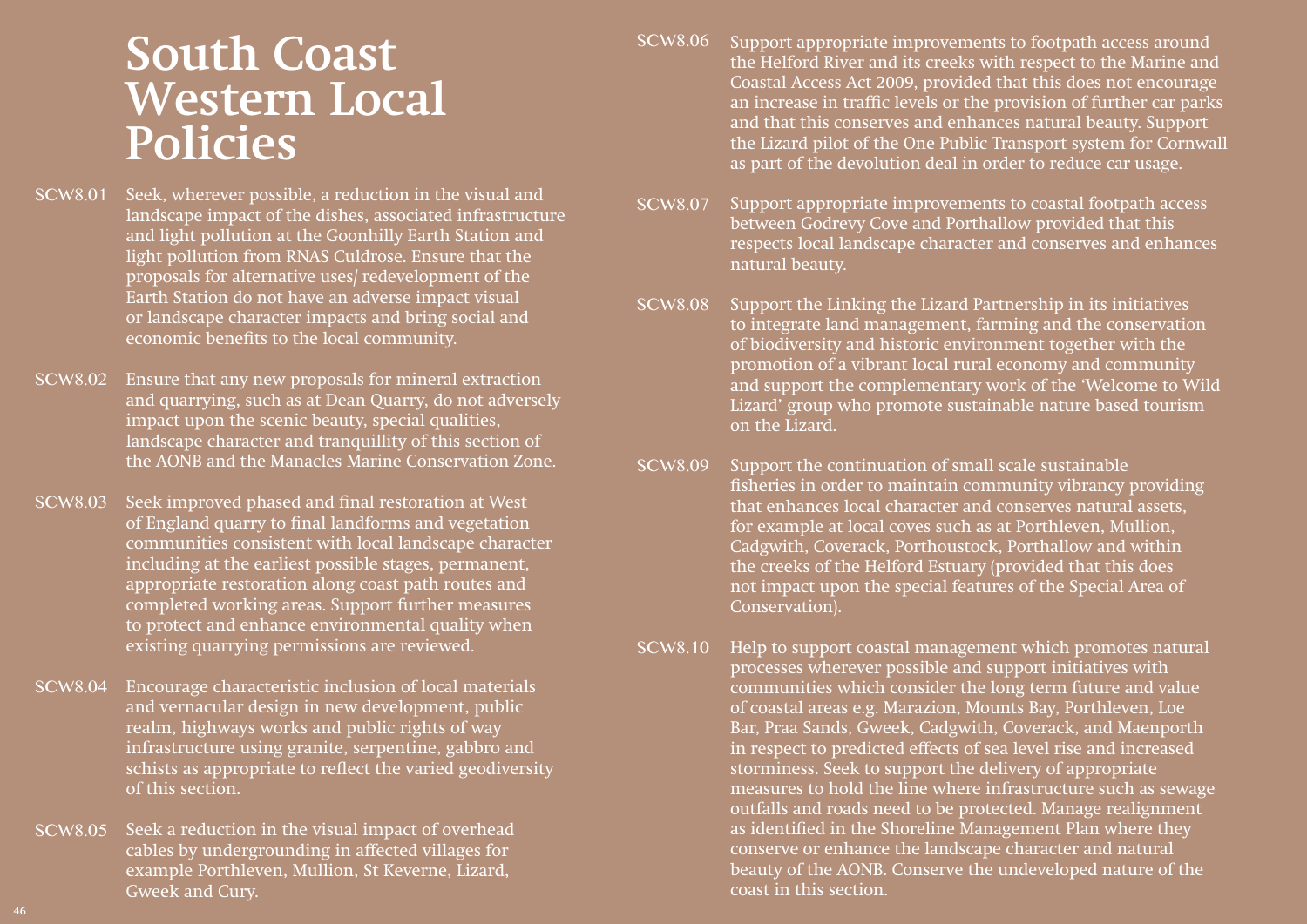# South Coast Western Local Policies

SCW8.01 Seek, wherever possible, a reduction in the visual and landscape impact of the dishes, associated infrastructure and light pollution at the Goonhilly Earth Station and light pollution from RNAS Culdrose. Ensure that the proposals for alternative uses/ redevelopment of the Earth Station do not have an adverse impact visual or landscape character impacts and bring social and economic benefits to the local community.

SCW8.02 Ensure that any new proposals for mineral extraction and quarrying, such as at Dean Quarry, do not adversely impact upon the scenic beauty, special qualities, landscape character and tranquillity of this section of the AONB and the Manacles Marine Conservation Zone.

SCW8.03 Seek improved phased and final restoration at West of England quarry to final landforms and vegetation communities consistent with local landscape character including at the earliest possible stages, permanent, appropriate restoration along coast path routes and completed working areas. Support further measures to protect and enhance environmental quality when existing quarrying permissions are reviewed.

SCW8.04 Encourage characteristic inclusion of local materials and vernacular design in new development, public realm, highways works and public rights of way infrastructure using granite, serpentine, gabbro and schists as appropriate to reflect the varied geodiversity of this section.

SCW8.05 Seek a reduction in the visual impact of overhead cables by undergrounding in affected villages for example Porthleven, Mullion, St Keverne, Lizard, Gweek and Cury.

SCW8.06 Support appropriate improvements to footpath access around the Helford River and its creeks with respect to the Marine and Coastal Access Act 2009, provided that this does not encourage an increase in traffic levels or the provision of further car parks and that this conserves and enhances natural beauty. Support the Lizard pilot of the One Public Transport system for Cornwall as part of the devolution deal in order to reduce car usage.

SCW8.07 Support appropriate improvements to coastal footpath access between Godrevy Cove and Porthallow provided that this respects local landscape character and conserves and enhances natural beauty.

SCW8.08 Support the Linking the Lizard Partnership in its initiatives to integrate land management, farming and the conservation of biodiversity and historic environment together with the promotion of a vibrant local rural economy and community and support the complementary work of the 'Welcome to Wild Lizard' group who promote sustainable nature based tourism on the Lizard.

SCW8.09 Support the continuation of small scale sustainable fisheries in order to maintain community vibrancy providing that enhances local character and conserves natural assets, for example at local coves such as at Porthleven, Mullion, Cadgwith, Coverack, Porthoustock, Porthallow and within the creeks of the Helford Estuary (provided that this does not impact upon the special features of the Special Area of Conservation).

SCW8.10 Help to support coastal management which promotes natural processes wherever possible and support initiatives with communities which consider the long term future and value of coastal areas e.g. Marazion, Mounts Bay, Porthleven, Loe Bar, Praa Sands, Gweek, Cadgwith, Coverack, and Maenporth in respect to predicted effects of sea level rise and increased storminess. Seek to support the delivery of appropriate measures to hold the line where infrastructure such as sewage outfalls and roads need to be protected. Manage realignment as identified in the Shoreline Management Plan where they conserve or enhance the landscape character and natural beauty of the AONB. Conserve the undeveloped nature of the coast in this section.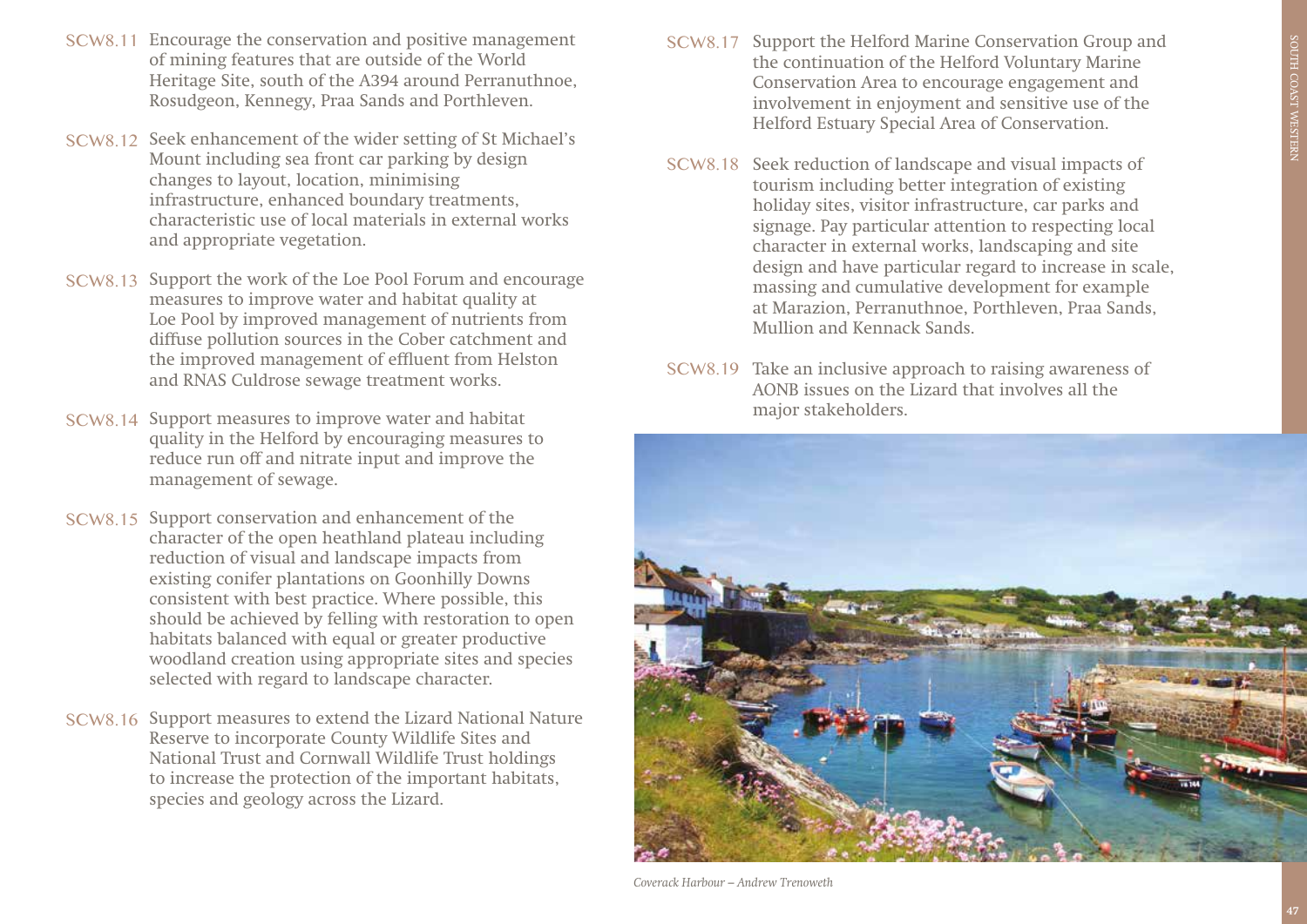SCW8.11 Encourage the conservation and positive management of mining features that are outside of the World Heritage Site, south of the A394 around Perranuthnoe, Rosudgeon, Kennegy, Praa Sands and Porthleven.

SCW8.12 Seek enhancement of the wider setting of St Michael's Mount including sea front car parking by design changes to layout, location, minimising infrastructure, enhanced boundary treatments, characteristic use of local materials in external works and appropriate vegetation.

SCW8.13 Support the work of the Loe Pool Forum and encourage measures to improve water and habitat quality at Loe Pool by improved management of nutrients from diffuse pollution sources in the Cober catchment and the improved management of effluent from Helston and RNAS Culdrose sewage treatment works.

SCW8.14 Support measures to improve water and habitat quality in the Helford by encouraging measures to reduce run off and nitrate input and improve the management of sewage.

SCW8.15 Support conservation and enhancement of the character of the open heathland plateau including reduction of visual and landscape impacts from existing conifer plantations on Goonhilly Downs consistent with best practice. Where possible, this should be achieved by felling with restoration to open habitats balanced with equal or greater productive woodland creation using appropriate sites and species selected with regard to landscape character.

SCW8.16 Support measures to extend the Lizard National Nature Reserve to incorporate County Wildlife Sites and National Trust and Cornwall Wildlife Trust holdings to increase the protection of the important habitats, species and geology across the Lizard.

SCW8.17 Support the Helford Marine Conservation Group and the continuation of the Helford Voluntary Marine Conservation Area to encourage engagement and involvement in enjoyment and sensitive use of the Helford Estuary Special Area of Conservation.

SCW8.18 Seek reduction of landscape and visual impacts of tourism including better integration of existing holiday sites, visitor infrastructure, car parks and signage. Pay particular attention to respecting local character in external works, landscaping and site design and have particular regard to increase in scale, massing and cumulative development for example at Marazion, Perranuthnoe, Porthleven, Praa Sands, Mullion and Kennack Sands.

SCW8.19 Take an inclusive approach to raising awareness of AONB issues on the Lizard that involves all the major stakeholders.

*Coverack Harbour – Andrew Trenoweth*